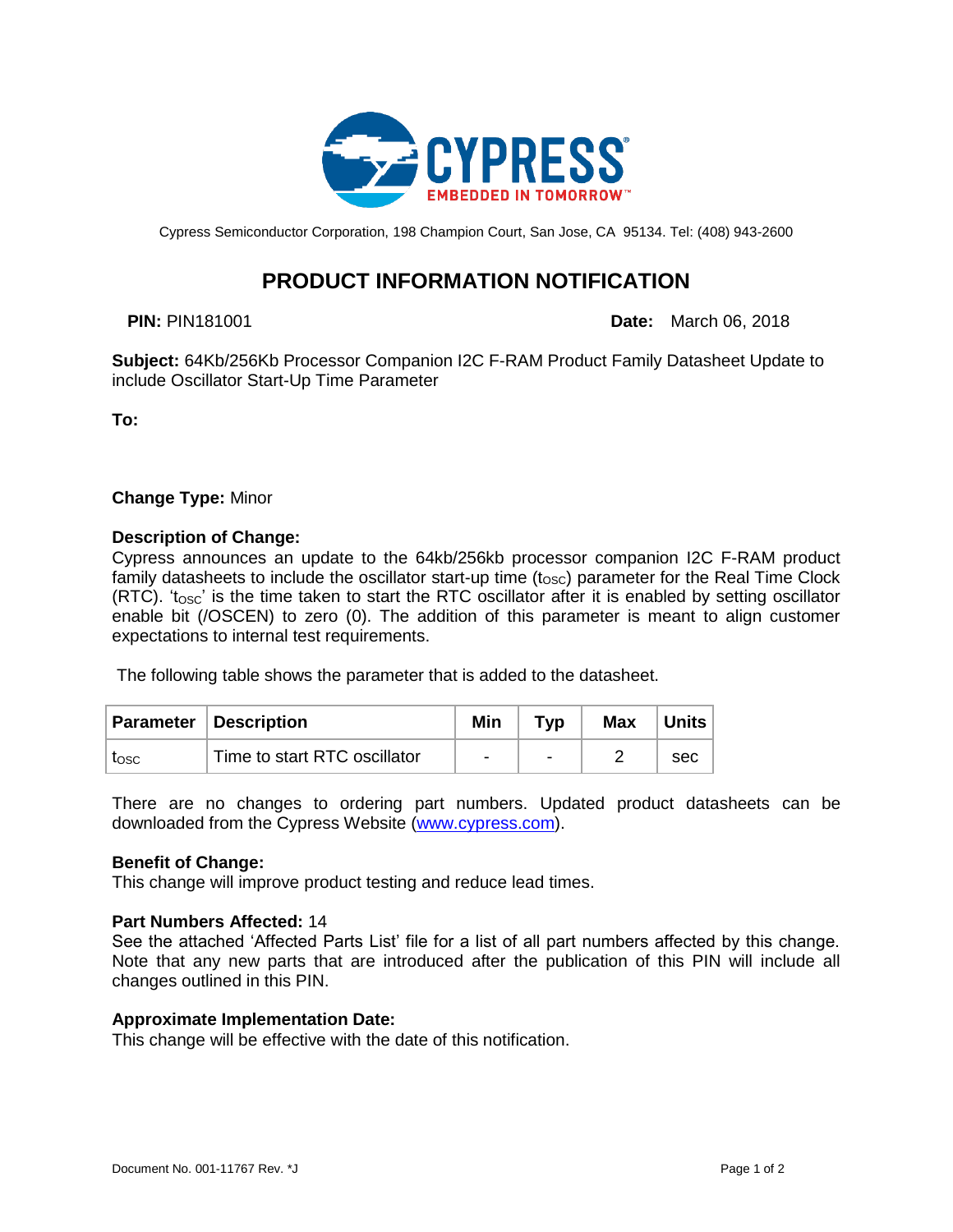Cypress Semiconductor Corporation, 198 Champion Court, San Jose, CA 95134. Tel: (408) 943-2600

# PRODUCT INFORMATION NOTIFICATION

**PIN:** PIN181001 **Date:** March 06, 2018

**Subject:** 64Kb/256Kb Processor Companion I2C F-RAM Product Family Datasheet Update to include Oscillator Start-Up Time Parameter

**To:**

**Change Type:** Minor

**Description of Change:**
Cypress announces an update to the 64kb/256kb processor companion I2C F-RAM product family datasheets to include the oscillator start-up time ($t_{OSC}$) parameter for the Real Time Clock (RTC). '$t_{OSC}$' is the time taken to start the RTC oscillator after it is enabled by setting oscillator enable bit (/OSCEN) to zero (0). The addition of this parameter is meant to align customer expectations to internal test requirements.

The following table shows the parameter that is added to the datasheet.

| Parameter | Description | Min | Typ | Max | Units |
|---|---|---|---|---|---|
| $t_{OSC}$ | Time to start RTC oscillator | - | - | 2 | sec |

There are no changes to ordering part numbers. Updated product datasheets can be downloaded from the Cypress Website (www.cypress.com).

**Benefit of Change:**
This change will improve product testing and reduce lead times.

**Part Numbers Affected:** 14
See the attached 'Affected Parts List' file for a list of all part numbers affected by this change. Note that any new parts that are introduced after the publication of this PIN will include all changes outlined in this PIN.

**Approximate Implementation Date:**
This change will be effective with the date of this notification.

Document No. 001-11767 Rev. *J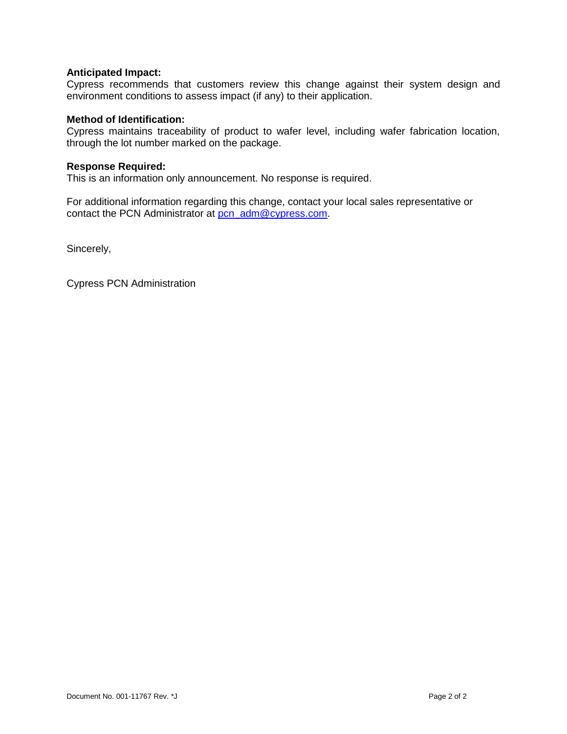**Anticipated Impact:**
Cypress recommends that customers review this change against their system design and environment conditions to assess impact (if any) to their application.

**Method of Identification:**
Cypress maintains traceability of product to wafer level, including wafer fabrication location, through the lot number marked on the package.

**Response Required:**
This is an information only announcement. No response is required.

For additional information regarding this change, contact your local sales representative or contact the PCN Administrator at pcn_adm@cypress.com.

Sincerely,

Cypress PCN Administration

Document No. 001-11767 Rev. *J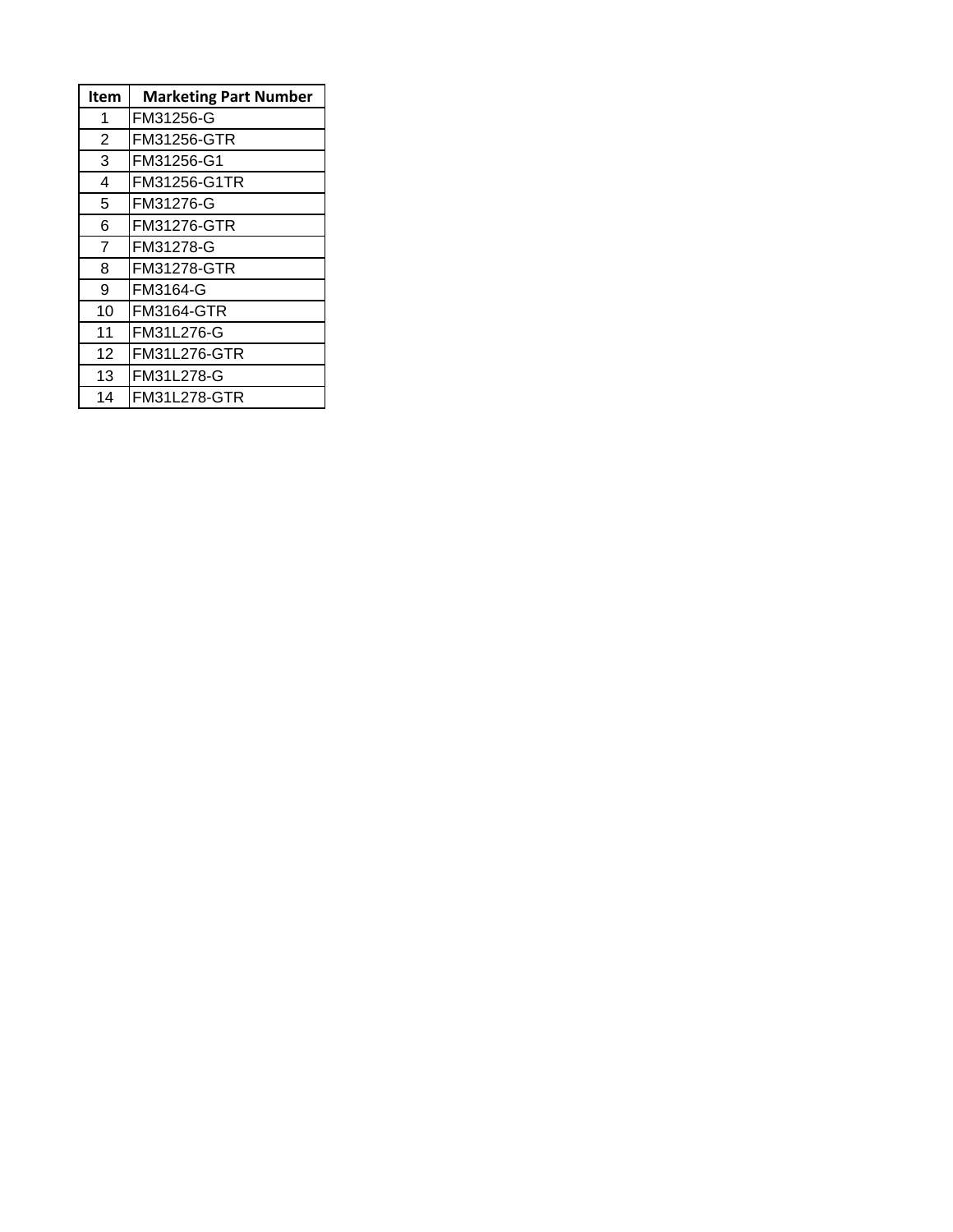| Item | Marketing Part Number |
|---|---|
| 1 | FM31256-G |
| 2 | FM31256-GTR |
| 3 | FM31256-G1 |
| 4 | FM31256-G1TR |
| 5 | FM31276-G |
| 6 | FM31276-GTR |
| 7 | FM31278-G |
| 8 | FM31278-GTR |
| 9 | FM3164-G |
| 10 | FM3164-GTR |
| 11 | FM31L276-G |
| 12 | FM31L276-GTR |
| 13 | FM31L278-G |
| 14 | FM31L278-GTR |